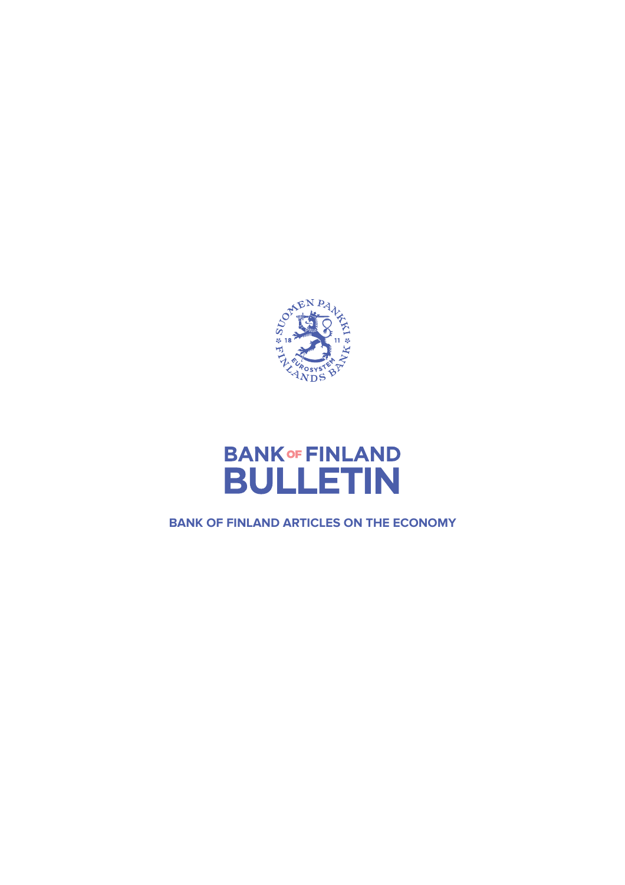SUOMEN PANKKI 18 11 FINLANDS BANK EUROSYSTEM

# BANK OF FINLAND BULLETIN

**BANK OF FINLAND ARTICLES ON THE ECONOMY**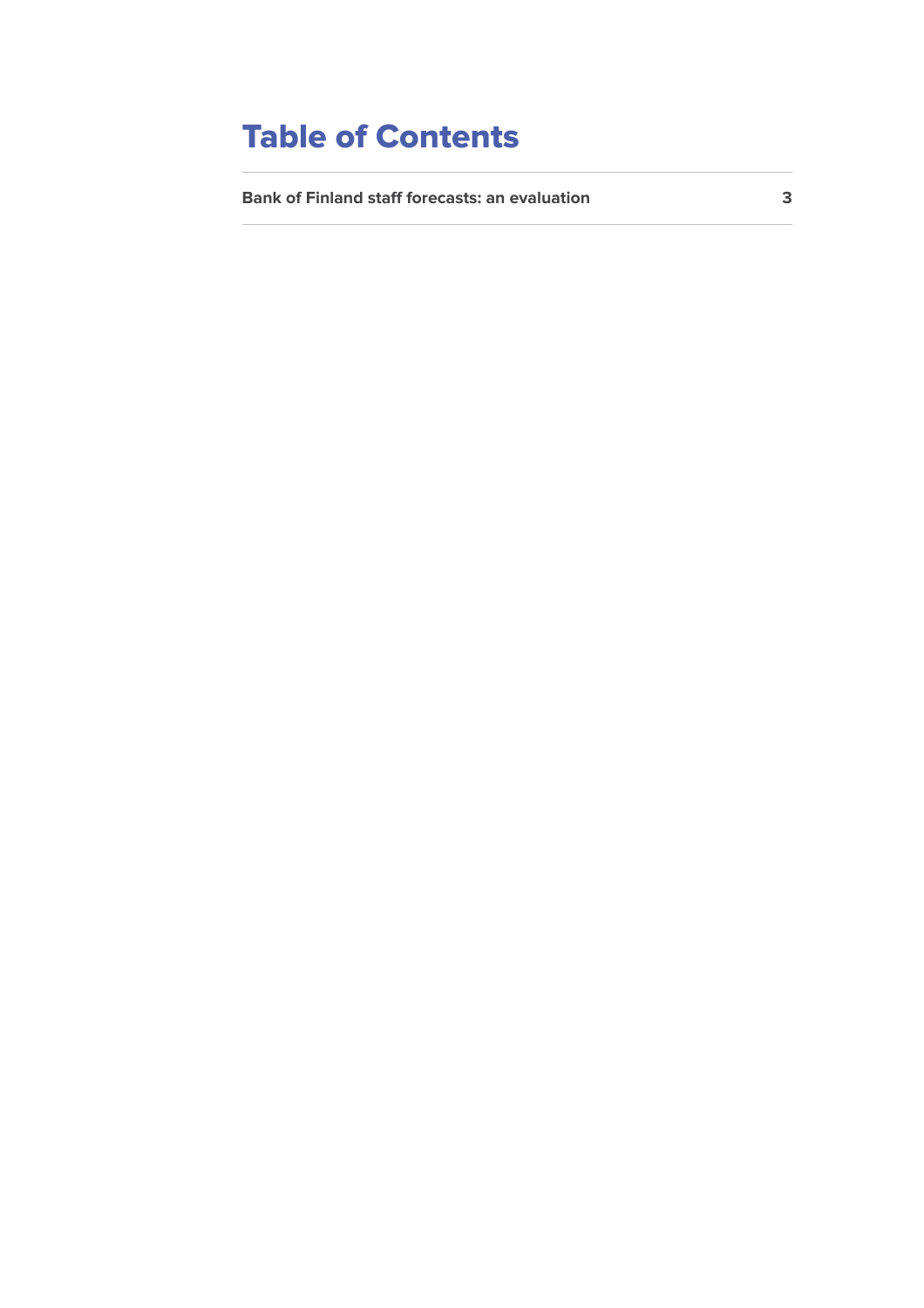# Table of Contents

| Bank of Finland staff forecasts: an evaluation | 3 |
| --- | --- |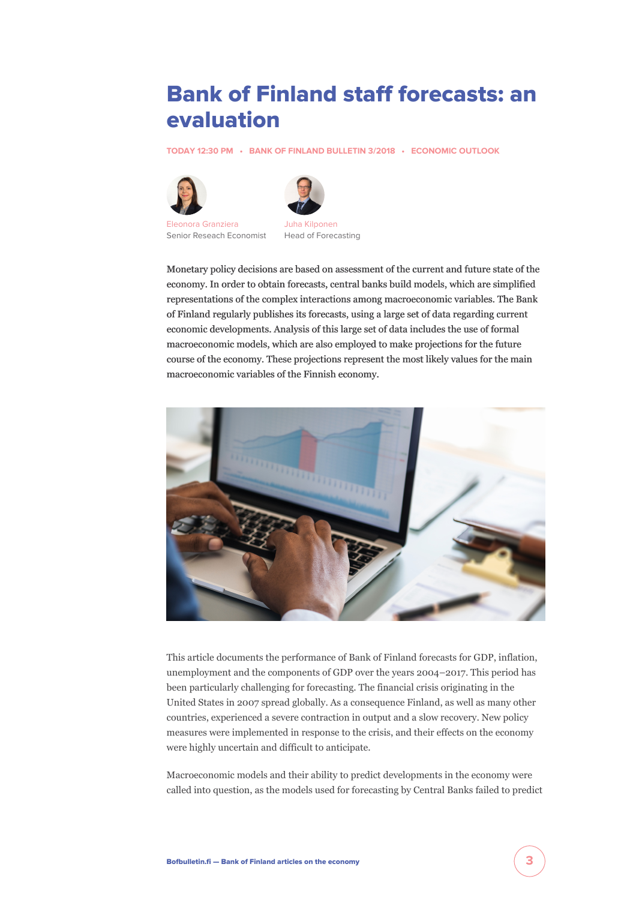# Bank of Finland staff forecasts: an evaluation

TODAY 12:30 PM • BANK OF FINLAND BULLETIN 3/2018 • ECONOMIC OUTLOOK

Eleonora Granziera
Senior Reseach Economist

Juha Kilponen
Head of Forecasting

**Monetary policy decisions are based on assessment of the current and future state of the economy. In order to obtain forecasts, central banks build models, which are simplified representations of the complex interactions among macroeconomic variables. The Bank of Finland regularly publishes its forecasts, using a large set of data regarding current economic developments. Analysis of this large set of data includes the use of formal macroeconomic models, which are also employed to make projections for the future course of the economy. These projections represent the most likely values for the main macroeconomic variables of the Finnish economy.**

This article documents the performance of Bank of Finland forecasts for GDP, inflation, unemployment and the components of GDP over the years 2004–2017. This period has been particularly challenging for forecasting. The financial crisis originating in the United States in 2007 spread globally. As a consequence Finland, as well as many other countries, experienced a severe contraction in output and a slow recovery. New policy measures were implemented in response to the crisis, and their effects on the economy were highly uncertain and difficult to anticipate.

Macroeconomic models and their ability to predict developments in the economy were called into question, as the models used for forecasting by Central Banks failed to predict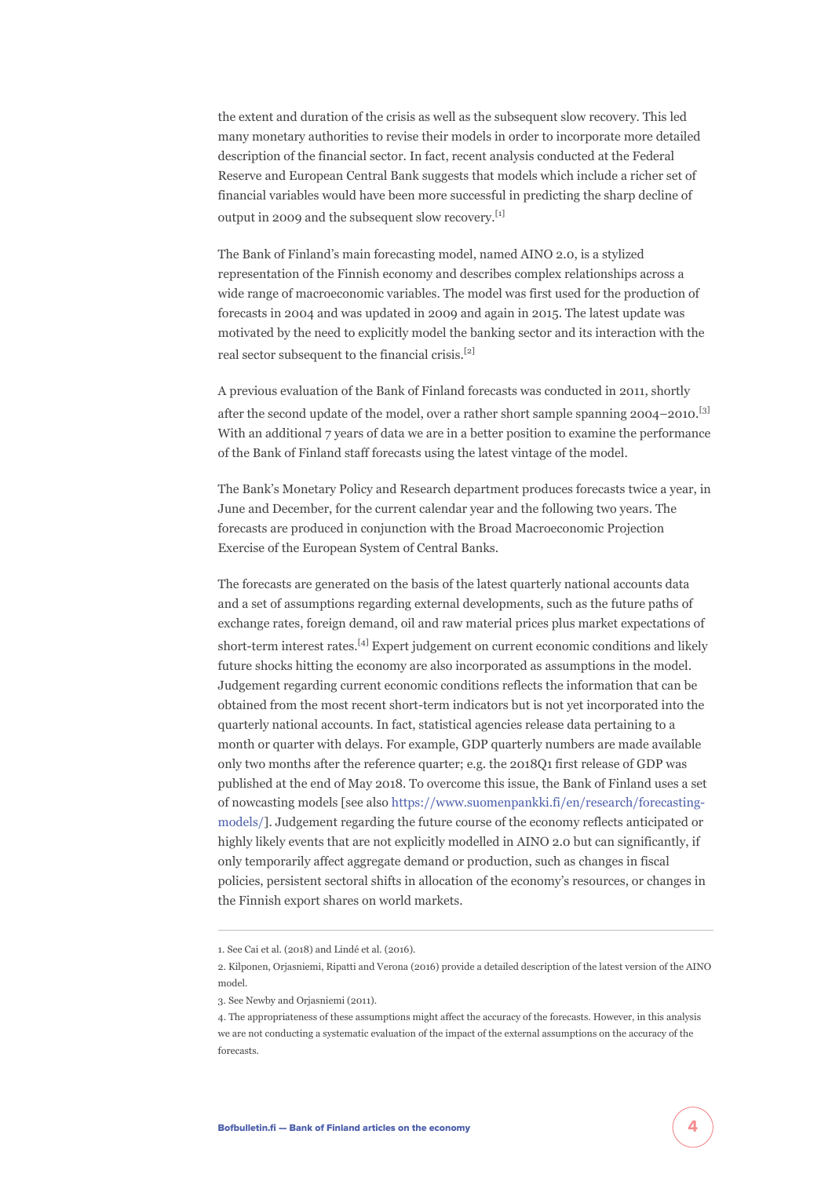the extent and duration of the crisis as well as the subsequent slow recovery. This led many monetary authorities to revise their models in order to incorporate more detailed description of the financial sector. In fact, recent analysis conducted at the Federal Reserve and European Central Bank suggests that models which include a richer set of financial variables would have been more successful in predicting the sharp decline of output in 2009 and the subsequent slow recovery.[1]

The Bank of Finland's main forecasting model, named AINO 2.0, is a stylized representation of the Finnish economy and describes complex relationships across a wide range of macroeconomic variables. The model was first used for the production of forecasts in 2004 and was updated in 2009 and again in 2015. The latest update was motivated by the need to explicitly model the banking sector and its interaction with the real sector subsequent to the financial crisis.[2]

A previous evaluation of the Bank of Finland forecasts was conducted in 2011, shortly after the second update of the model, over a rather short sample spanning 2004–2010.[3] With an additional 7 years of data we are in a better position to examine the performance of the Bank of Finland staff forecasts using the latest vintage of the model.

The Bank's Monetary Policy and Research department produces forecasts twice a year, in June and December, for the current calendar year and the following two years. The forecasts are produced in conjunction with the Broad Macroeconomic Projection Exercise of the European System of Central Banks.

The forecasts are generated on the basis of the latest quarterly national accounts data and a set of assumptions regarding external developments, such as the future paths of exchange rates, foreign demand, oil and raw material prices plus market expectations of short-term interest rates.[4] Expert judgement on current economic conditions and likely future shocks hitting the economy are also incorporated as assumptions in the model. Judgement regarding current economic conditions reflects the information that can be obtained from the most recent short-term indicators but is not yet incorporated into the quarterly national accounts. In fact, statistical agencies release data pertaining to a month or quarter with delays. For example, GDP quarterly numbers are made available only two months after the reference quarter; e.g. the 2018Q1 first release of GDP was published at the end of May 2018. To overcome this issue, the Bank of Finland uses a set of nowcasting models [see also https://www.suomenpankki.fi/en/research/forecasting-models/]. Judgement regarding the future course of the economy reflects anticipated or highly likely events that are not explicitly modelled in AINO 2.0 but can significantly, if only temporarily affect aggregate demand or production, such as changes in fiscal policies, persistent sectoral shifts in allocation of the economy's resources, or changes in the Finnish export shares on world markets.

---

1. See Cai et al. (2018) and Lindé et al. (2016).
2. Kilponen, Orjasniemi, Ripatti and Verona (2016) provide a detailed description of the latest version of the AINO model.
3. See Newby and Orjasniemi (2011).
4. The appropriateness of these assumptions might affect the accuracy of the forecasts. However, in this analysis we are not conducting a systematic evaluation of the impact of the external assumptions on the accuracy of the forecasts.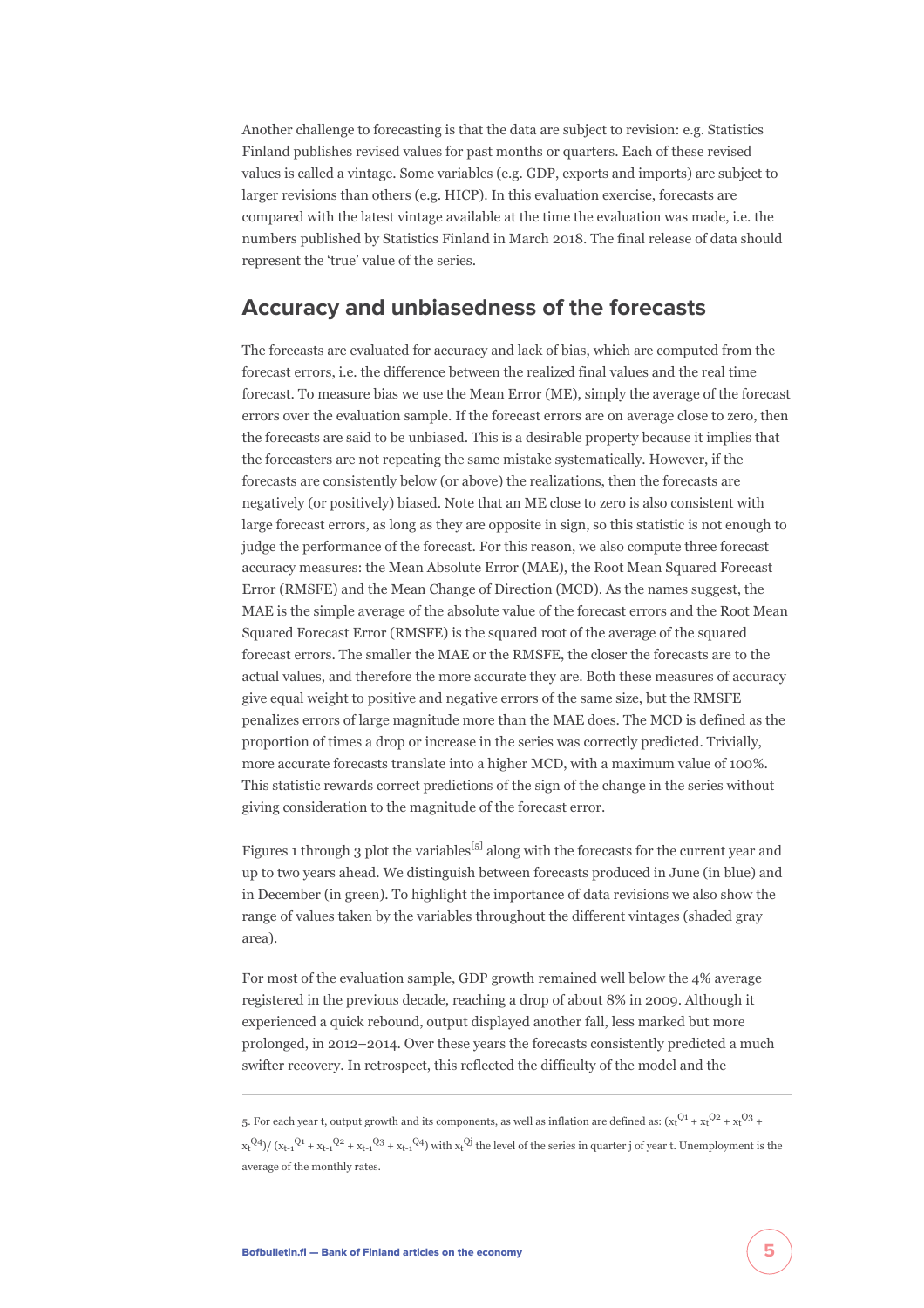Another challenge to forecasting is that the data are subject to revision: e.g. Statistics Finland publishes revised values for past months or quarters. Each of these revised values is called a vintage. Some variables (e.g. GDP, exports and imports) are subject to larger revisions than others (e.g. HICP). In this evaluation exercise, forecasts are compared with the latest vintage available at the time the evaluation was made, i.e. the numbers published by Statistics Finland in March 2018. The final release of data should represent the 'true' value of the series.

## Accuracy and unbiasedness of the forecasts

The forecasts are evaluated for accuracy and lack of bias, which are computed from the forecast errors, i.e. the difference between the realized final values and the real time forecast. To measure bias we use the Mean Error (ME), simply the average of the forecast errors over the evaluation sample. If the forecast errors are on average close to zero, then the forecasts are said to be unbiased. This is a desirable property because it implies that the forecasters are not repeating the same mistake systematically. However, if the forecasts are consistently below (or above) the realizations, then the forecasts are negatively (or positively) biased. Note that an ME close to zero is also consistent with large forecast errors, as long as they are opposite in sign, so this statistic is not enough to judge the performance of the forecast. For this reason, we also compute three forecast accuracy measures: the Mean Absolute Error (MAE), the Root Mean Squared Forecast Error (RMSFE) and the Mean Change of Direction (MCD). As the names suggest, the MAE is the simple average of the absolute value of the forecast errors and the Root Mean Squared Forecast Error (RMSFE) is the squared root of the average of the squared forecast errors. The smaller the MAE or the RMSFE, the closer the forecasts are to the actual values, and therefore the more accurate they are. Both these measures of accuracy give equal weight to positive and negative errors of the same size, but the RMSFE penalizes errors of large magnitude more than the MAE does. The MCD is defined as the proportion of times a drop or increase in the series was correctly predicted. Trivially, more accurate forecasts translate into a higher MCD, with a maximum value of 100%. This statistic rewards correct predictions of the sign of the change in the series without giving consideration to the magnitude of the forecast error.

Figures 1 through 3 plot the variables[5] along with the forecasts for the current year and up to two years ahead. We distinguish between forecasts produced in June (in blue) and in December (in green). To highlight the importance of data revisions we also show the range of values taken by the variables throughout the different vintages (shaded gray area).

For most of the evaluation sample, GDP growth remained well below the 4% average registered in the previous decade, reaching a drop of about 8% in 2009. Although it experienced a quick rebound, output displayed another fall, less marked but more prolonged, in 2012–2014. Over these years the forecasts consistently predicted a much swifter recovery. In retrospect, this reflected the difficulty of the model and the

---

5. For each year t, output growth and its components, as well as inflation are defined as: $(x_t^{Q1} + x_t^{Q2} + x_t^{Q3} + x_t^{Q4}) / (x_{t-1}^{Q1} + x_{t-1}^{Q2} + x_{t-1}^{Q3} + x_{t-1}^{Q4})$ with $x_t^{Qj}$ the level of the series in quarter j of year t. Unemployment is the average of the monthly rates.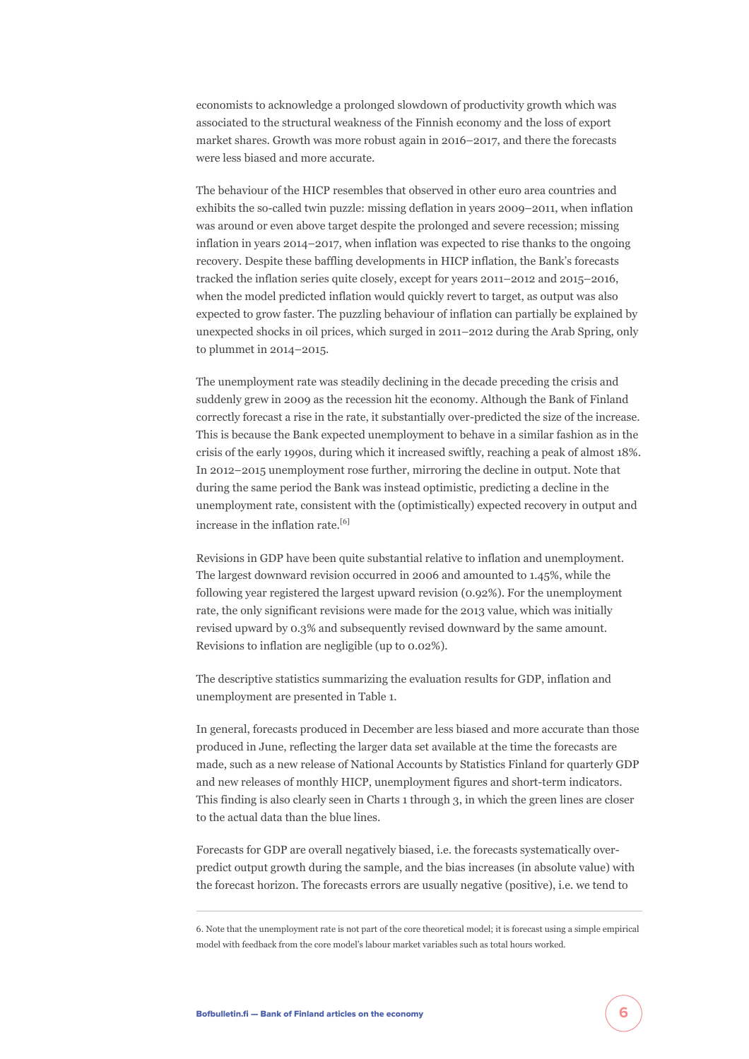economists to acknowledge a prolonged slowdown of productivity growth which was associated to the structural weakness of the Finnish economy and the loss of export market shares. Growth was more robust again in 2016–2017, and there the forecasts were less biased and more accurate.

The behaviour of the HICP resembles that observed in other euro area countries and exhibits the so-called twin puzzle: missing deflation in years 2009–2011, when inflation was around or even above target despite the prolonged and severe recession; missing inflation in years 2014–2017, when inflation was expected to rise thanks to the ongoing recovery. Despite these baffling developments in HICP inflation, the Bank's forecasts tracked the inflation series quite closely, except for years 2011–2012 and 2015–2016, when the model predicted inflation would quickly revert to target, as output was also expected to grow faster. The puzzling behaviour of inflation can partially be explained by unexpected shocks in oil prices, which surged in 2011–2012 during the Arab Spring, only to plummet in 2014–2015.

The unemployment rate was steadily declining in the decade preceding the crisis and suddenly grew in 2009 as the recession hit the economy. Although the Bank of Finland correctly forecast a rise in the rate, it substantially over-predicted the size of the increase. This is because the Bank expected unemployment to behave in a similar fashion as in the crisis of the early 1990s, during which it increased swiftly, reaching a peak of almost 18%. In 2012–2015 unemployment rose further, mirroring the decline in output. Note that during the same period the Bank was instead optimistic, predicting a decline in the unemployment rate, consistent with the (optimistically) expected recovery in output and increase in the inflation rate.[6]

Revisions in GDP have been quite substantial relative to inflation and unemployment. The largest downward revision occurred in 2006 and amounted to 1.45%, while the following year registered the largest upward revision (0.92%). For the unemployment rate, the only significant revisions were made for the 2013 value, which was initially revised upward by 0.3% and subsequently revised downward by the same amount. Revisions to inflation are negligible (up to 0.02%).

The descriptive statistics summarizing the evaluation results for GDP, inflation and unemployment are presented in Table 1.

In general, forecasts produced in December are less biased and more accurate than those produced in June, reflecting the larger data set available at the time the forecasts are made, such as a new release of National Accounts by Statistics Finland for quarterly GDP and new releases of monthly HICP, unemployment figures and short-term indicators. This finding is also clearly seen in Charts 1 through 3, in which the green lines are closer to the actual data than the blue lines.

Forecasts for GDP are overall negatively biased, i.e. the forecasts systematically over-predict output growth during the sample, and the bias increases (in absolute value) with the forecast horizon. The forecasts errors are usually negative (positive), i.e. we tend to

---

6. Note that the unemployment rate is not part of the core theoretical model; it is forecast using a simple empirical model with feedback from the core model's labour market variables such as total hours worked.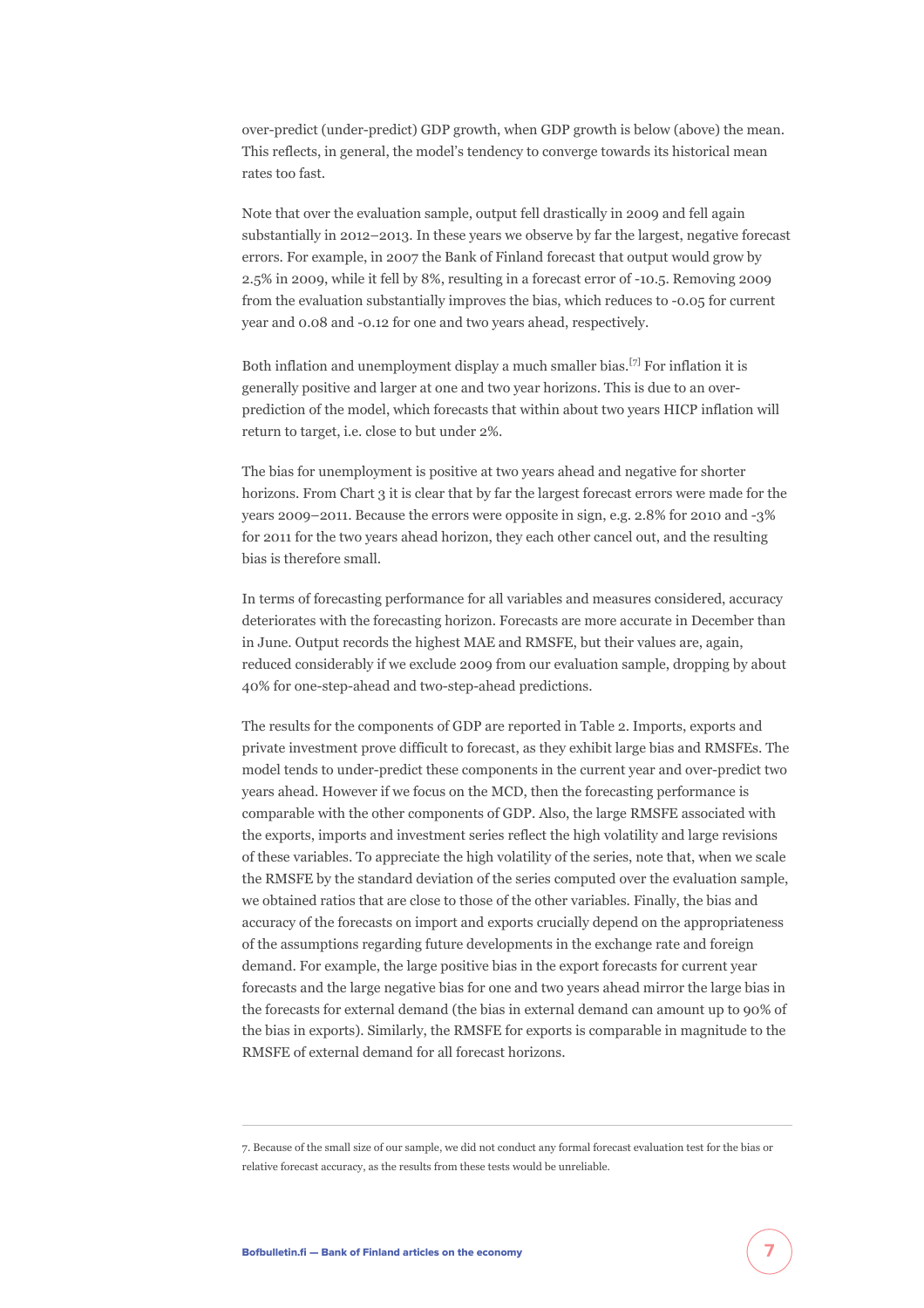over-predict (under-predict) GDP growth, when GDP growth is below (above) the mean. This reflects, in general, the model's tendency to converge towards its historical mean rates too fast.

Note that over the evaluation sample, output fell drastically in 2009 and fell again substantially in 2012–2013. In these years we observe by far the largest, negative forecast errors. For example, in 2007 the Bank of Finland forecast that output would grow by 2.5% in 2009, while it fell by 8%, resulting in a forecast error of -10.5. Removing 2009 from the evaluation substantially improves the bias, which reduces to -0.05 for current year and 0.08 and -0.12 for one and two years ahead, respectively.

Both inflation and unemployment display a much smaller bias.[7] For inflation it is generally positive and larger at one and two year horizons. This is due to an over-prediction of the model, which forecasts that within about two years HICP inflation will return to target, i.e. close to but under 2%.

The bias for unemployment is positive at two years ahead and negative for shorter horizons. From Chart 3 it is clear that by far the largest forecast errors were made for the years 2009–2011. Because the errors were opposite in sign, e.g. 2.8% for 2010 and -3% for 2011 for the two years ahead horizon, they each other cancel out, and the resulting bias is therefore small.

In terms of forecasting performance for all variables and measures considered, accuracy deteriorates with the forecasting horizon. Forecasts are more accurate in December than in June. Output records the highest MAE and RMSFE, but their values are, again, reduced considerably if we exclude 2009 from our evaluation sample, dropping by about 40% for one-step-ahead and two-step-ahead predictions.

The results for the components of GDP are reported in Table 2. Imports, exports and private investment prove difficult to forecast, as they exhibit large bias and RMSFEs. The model tends to under-predict these components in the current year and over-predict two years ahead. However if we focus on the MCD, then the forecasting performance is comparable with the other components of GDP. Also, the large RMSFE associated with the exports, imports and investment series reflect the high volatility and large revisions of these variables. To appreciate the high volatility of the series, note that, when we scale the RMSFE by the standard deviation of the series computed over the evaluation sample, we obtained ratios that are close to those of the other variables. Finally, the bias and accuracy of the forecasts on import and exports crucially depend on the appropriateness of the assumptions regarding future developments in the exchange rate and foreign demand. For example, the large positive bias in the export forecasts for current year forecasts and the large negative bias for one and two years ahead mirror the large bias in the forecasts for external demand (the bias in external demand can amount up to 90% of the bias in exports). Similarly, the RMSFE for exports is comparable in magnitude to the RMSFE of external demand for all forecast horizons.

---

7. Because of the small size of our sample, we did not conduct any formal forecast evaluation test for the bias or relative forecast accuracy, as the results from these tests would be unreliable.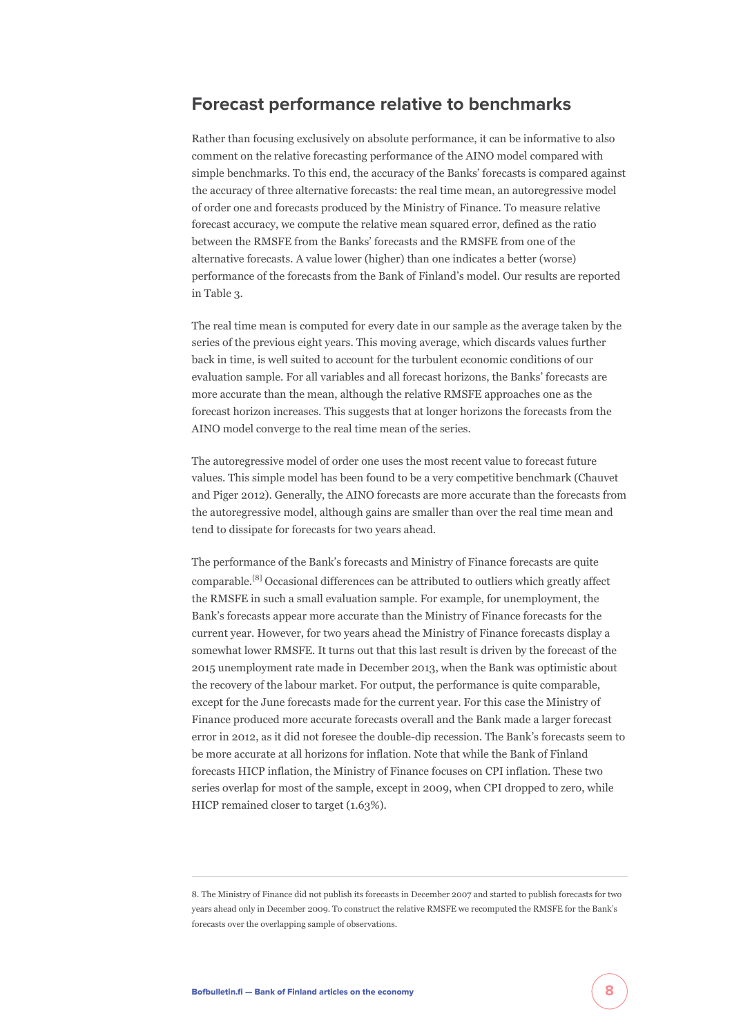## Forecast performance relative to benchmarks

Rather than focusing exclusively on absolute performance, it can be informative to also comment on the relative forecasting performance of the AINO model compared with simple benchmarks. To this end, the accuracy of the Banks' forecasts is compared against the accuracy of three alternative forecasts: the real time mean, an autoregressive model of order one and forecasts produced by the Ministry of Finance. To measure relative forecast accuracy, we compute the relative mean squared error, defined as the ratio between the RMSFE from the Banks' forecasts and the RMSFE from one of the alternative forecasts. A value lower (higher) than one indicates a better (worse) performance of the forecasts from the Bank of Finland's model. Our results are reported in Table 3.

The real time mean is computed for every date in our sample as the average taken by the series of the previous eight years. This moving average, which discards values further back in time, is well suited to account for the turbulent economic conditions of our evaluation sample. For all variables and all forecast horizons, the Banks' forecasts are more accurate than the mean, although the relative RMSFE approaches one as the forecast horizon increases. This suggests that at longer horizons the forecasts from the AINO model converge to the real time mean of the series.

The autoregressive model of order one uses the most recent value to forecast future values. This simple model has been found to be a very competitive benchmark (Chauvet and Piger 2012). Generally, the AINO forecasts are more accurate than the forecasts from the autoregressive model, although gains are smaller than over the real time mean and tend to dissipate for forecasts for two years ahead.

The performance of the Bank's forecasts and Ministry of Finance forecasts are quite comparable.[8] Occasional differences can be attributed to outliers which greatly affect the RMSFE in such a small evaluation sample. For example, for unemployment, the Bank's forecasts appear more accurate than the Ministry of Finance forecasts for the current year. However, for two years ahead the Ministry of Finance forecasts display a somewhat lower RMSFE. It turns out that this last result is driven by the forecast of the 2015 unemployment rate made in December 2013, when the Bank was optimistic about the recovery of the labour market. For output, the performance is quite comparable, except for the June forecasts made for the current year. For this case the Ministry of Finance produced more accurate forecasts overall and the Bank made a larger forecast error in 2012, as it did not foresee the double-dip recession. The Bank's forecasts seem to be more accurate at all horizons for inflation. Note that while the Bank of Finland forecasts HICP inflation, the Ministry of Finance focuses on CPI inflation. These two series overlap for most of the sample, except in 2009, when CPI dropped to zero, while HICP remained closer to target (1.63%).

---

8. The Ministry of Finance did not publish its forecasts in December 2007 and started to publish forecasts for two years ahead only in December 2009. To construct the relative RMSFE we recomputed the RMSFE for the Bank's forecasts over the overlapping sample of observations.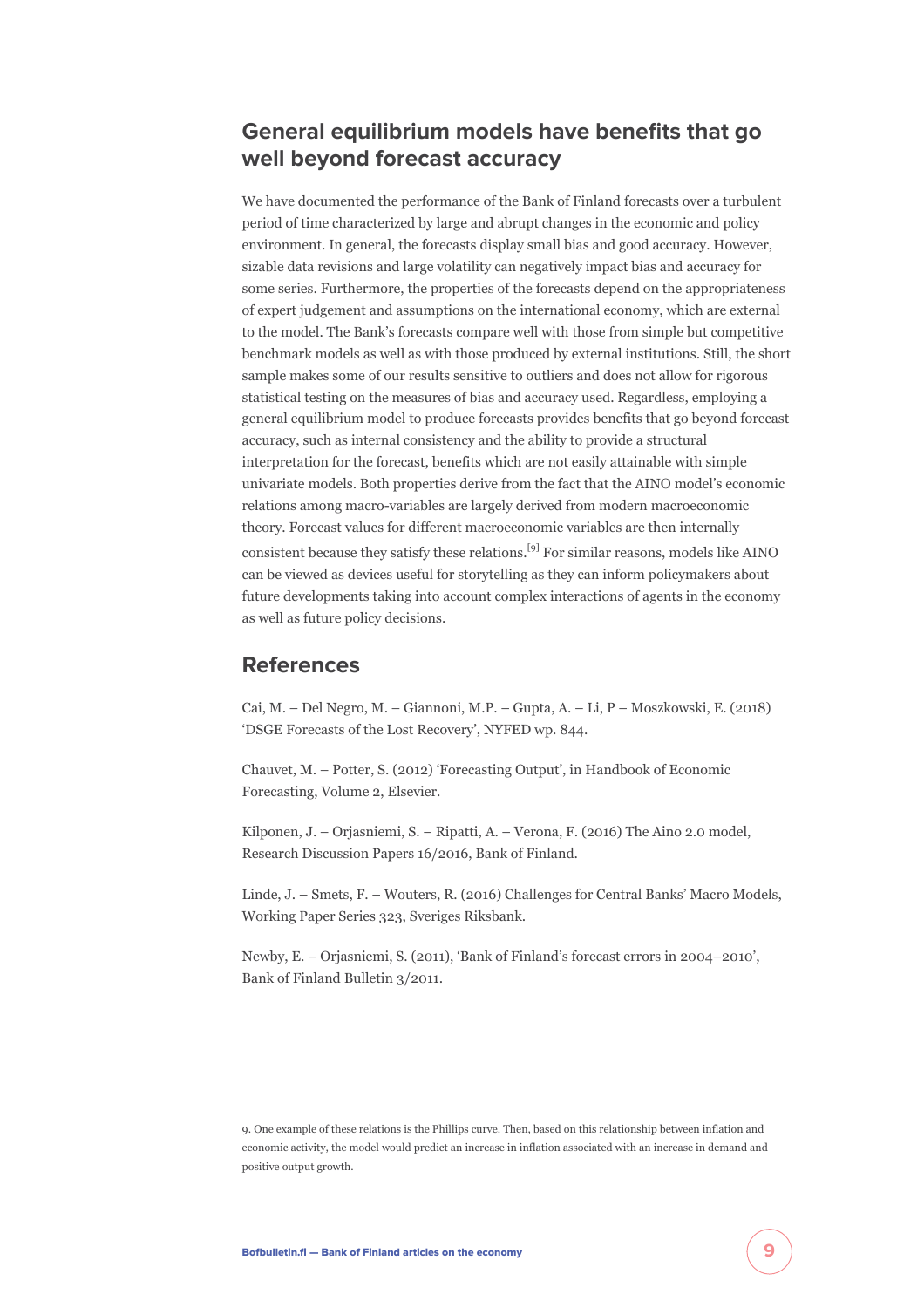## General equilibrium models have benefits that go well beyond forecast accuracy

We have documented the performance of the Bank of Finland forecasts over a turbulent period of time characterized by large and abrupt changes in the economic and policy environment. In general, the forecasts display small bias and good accuracy. However, sizable data revisions and large volatility can negatively impact bias and accuracy for some series. Furthermore, the properties of the forecasts depend on the appropriateness of expert judgement and assumptions on the international economy, which are external to the model. The Bank's forecasts compare well with those from simple but competitive benchmark models as well as with those produced by external institutions. Still, the short sample makes some of our results sensitive to outliers and does not allow for rigorous statistical testing on the measures of bias and accuracy used. Regardless, employing a general equilibrium model to produce forecasts provides benefits that go beyond forecast accuracy, such as internal consistency and the ability to provide a structural interpretation for the forecast, benefits which are not easily attainable with simple univariate models. Both properties derive from the fact that the AINO model's economic relations among macro-variables are largely derived from modern macroeconomic theory. Forecast values for different macroeconomic variables are then internally consistent because they satisfy these relations.[9] For similar reasons, models like AINO can be viewed as devices useful for storytelling as they can inform policymakers about future developments taking into account complex interactions of agents in the economy as well as future policy decisions.

## References

Cai, M. – Del Negro, M. – Giannoni, M.P. – Gupta, A. – Li, P – Moszkowski, E. (2018) 'DSGE Forecasts of the Lost Recovery', NYFED wp. 844.

Chauvet, M. – Potter, S. (2012) 'Forecasting Output', in Handbook of Economic Forecasting, Volume 2, Elsevier.

Kilponen, J. – Orjasniemi, S. – Ripatti, A. – Verona, F. (2016) The Aino 2.0 model, Research Discussion Papers 16/2016, Bank of Finland.

Linde, J. – Smets, F. – Wouters, R. (2016) Challenges for Central Banks' Macro Models, Working Paper Series 323, Sveriges Riksbank.

Newby, E. – Orjasniemi, S. (2011), 'Bank of Finland's forecast errors in 2004–2010', Bank of Finland Bulletin 3/2011.

---

9. One example of these relations is the Phillips curve. Then, based on this relationship between inflation and economic activity, the model would predict an increase in inflation associated with an increase in demand and positive output growth.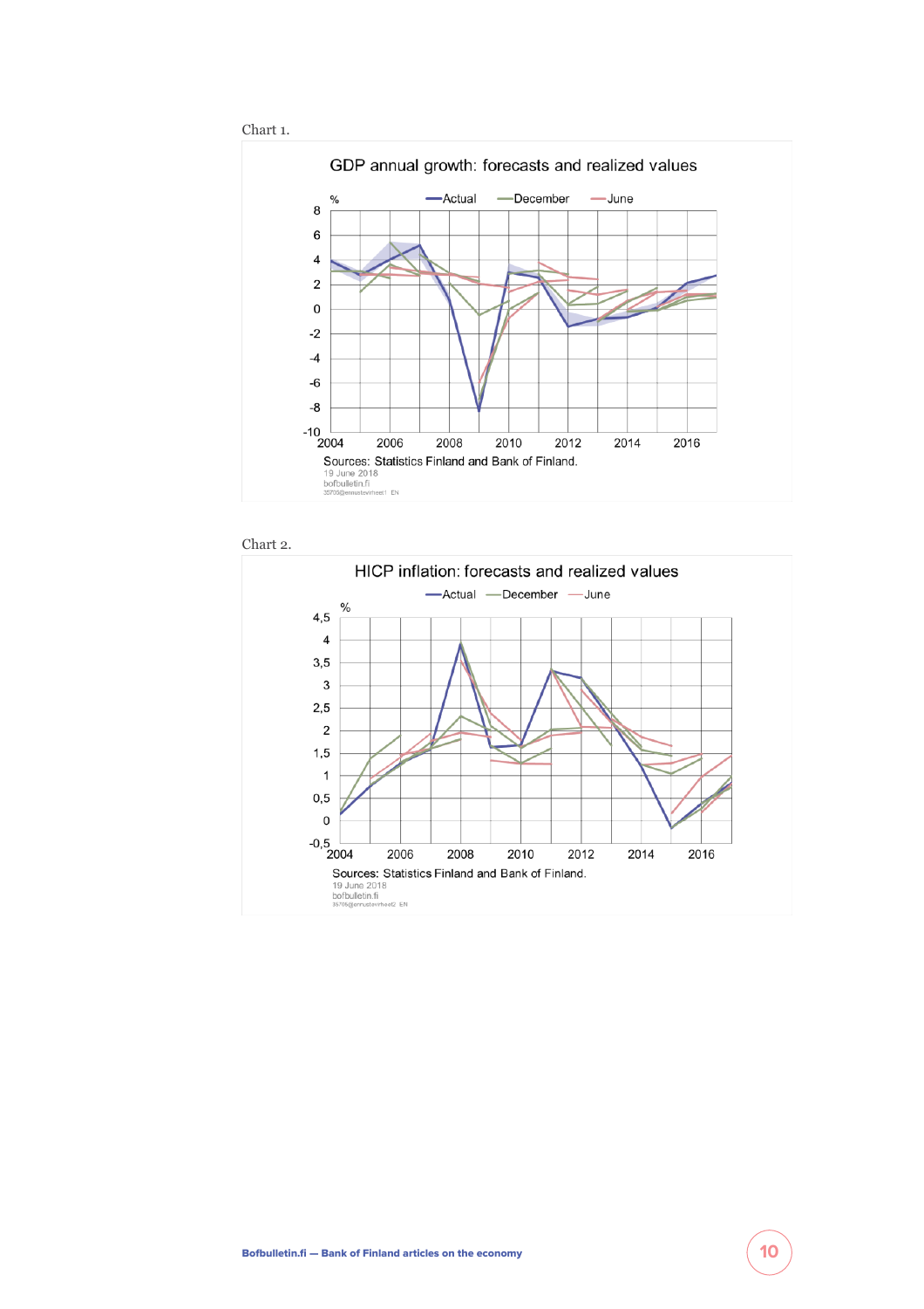Chart 1.

GDP annual growth: forecasts and realized values

% — Actual — December — June

Sources: Statistics Finland and Bank of Finland.
19 June 2018
bofbulletin.fi
35705@ennusteviheet1 EN

Chart 2.

HICP inflation: forecasts and realized values

— Actual — December — June

Sources: Statistics Finland and Bank of Finland.
19 June 2018
bofbulletin.fi
35705@ennusteviheet2 EN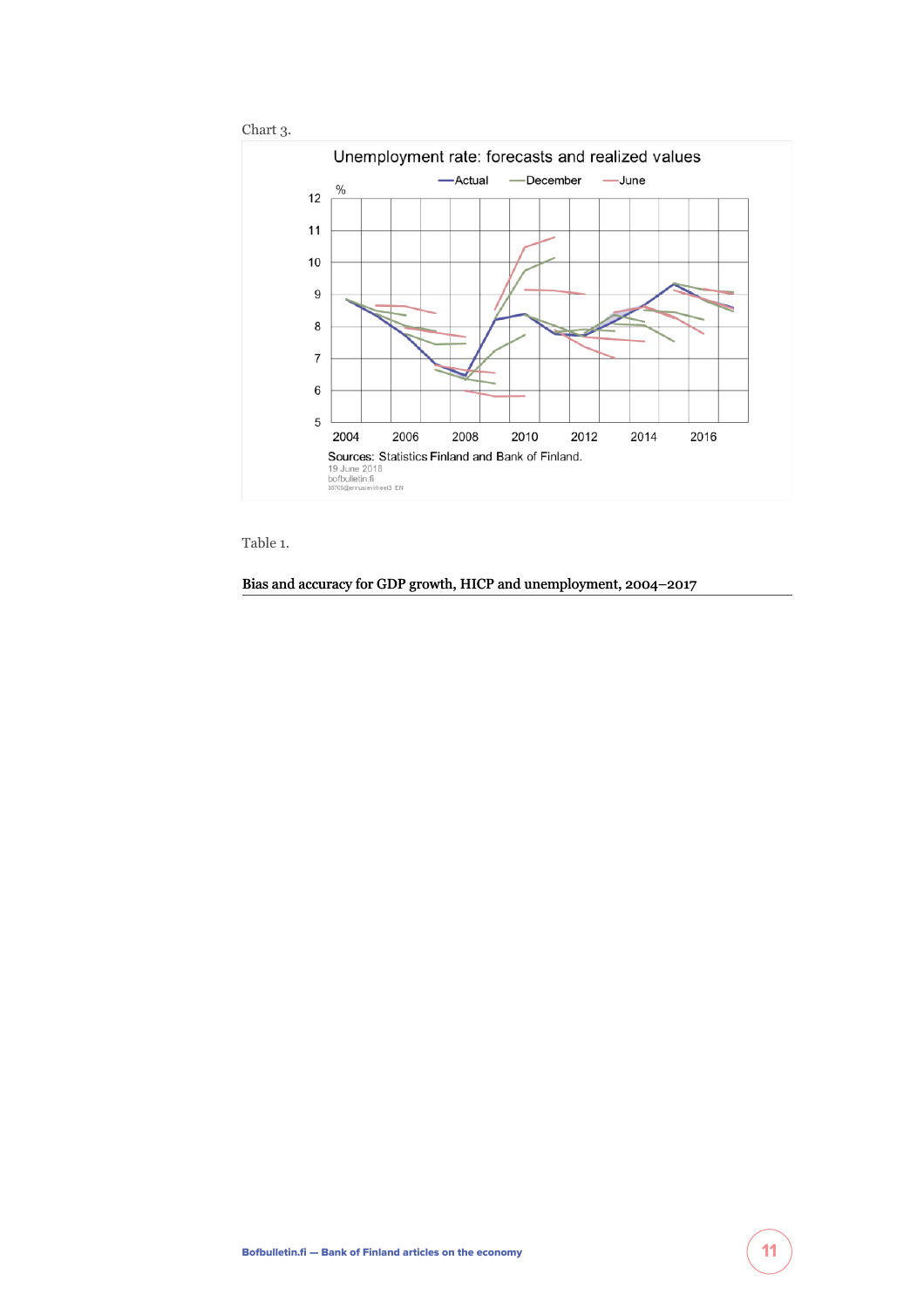Chart 3.

Unemployment rate: forecasts and realized values

Sources: Statistics Finland and Bank of Finland.

Table 1.

**Bias and accuracy for GDP growth, HICP and unemployment, 2004–2017**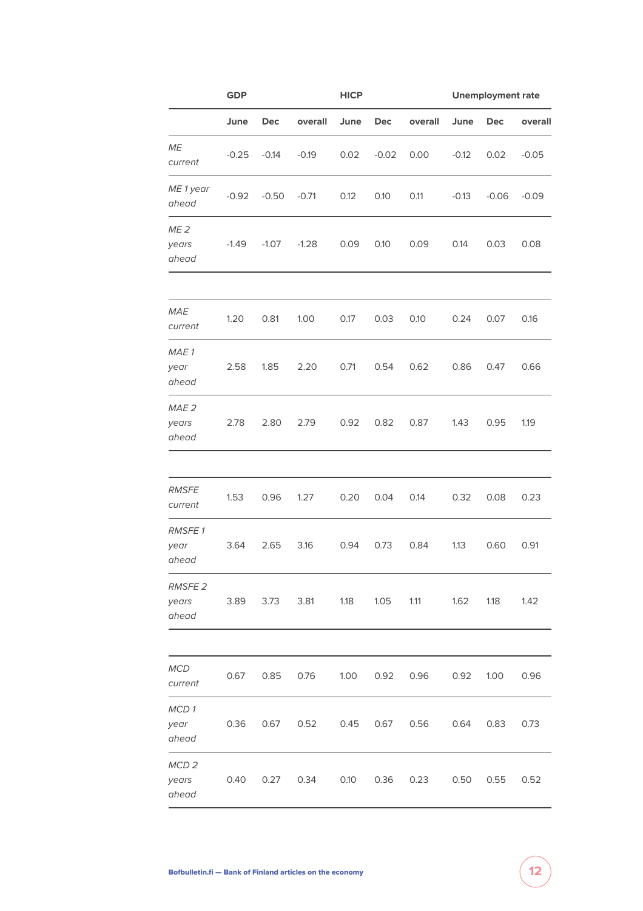| | GDP | | | HICP | | | Unemployment rate | | |
|---|---|---|---|---|---|---|---|---|---|
| | June | Dec | overall | June | Dec | overall | June | Dec | overall |
| *ME current* | -0.25 | -0.14 | -0.19 | 0.02 | -0.02 | 0.00 | -0.12 | 0.02 | -0.05 |
| *ME 1 year ahead* | -0.92 | -0.50 | -0.71 | 0.12 | 0.10 | 0.11 | -0.13 | -0.06 | -0.09 |
| *ME 2 years ahead* | -1.49 | -1.07 | -1.28 | 0.09 | 0.10 | 0.09 | 0.14 | 0.03 | 0.08 |
| | | | | | | | | | |
| *MAE current* | 1.20 | 0.81 | 1.00 | 0.17 | 0.03 | 0.10 | 0.24 | 0.07 | 0.16 |
| *MAE 1 year ahead* | 2.58 | 1.85 | 2.20 | 0.71 | 0.54 | 0.62 | 0.86 | 0.47 | 0.66 |
| *MAE 2 years ahead* | 2.78 | 2.80 | 2.79 | 0.92 | 0.82 | 0.87 | 1.43 | 0.95 | 1.19 |
| | | | | | | | | | |
| *RMSFE current* | 1.53 | 0.96 | 1.27 | 0.20 | 0.04 | 0.14 | 0.32 | 0.08 | 0.23 |
| *RMSFE 1 year ahead* | 3.64 | 2.65 | 3.16 | 0.94 | 0.73 | 0.84 | 1.13 | 0.60 | 0.91 |
| *RMSFE 2 years ahead* | 3.89 | 3.73 | 3.81 | 1.18 | 1.05 | 1.11 | 1.62 | 1.18 | 1.42 |
| | | | | | | | | | |
| *MCD current* | 0.67 | 0.85 | 0.76 | 1.00 | 0.92 | 0.96 | 0.92 | 1.00 | 0.96 |
| *MCD 1 year ahead* | 0.36 | 0.67 | 0.52 | 0.45 | 0.67 | 0.56 | 0.64 | 0.83 | 0.73 |
| *MCD 2 years ahead* | 0.40 | 0.27 | 0.34 | 0.10 | 0.36 | 0.23 | 0.50 | 0.55 | 0.52 |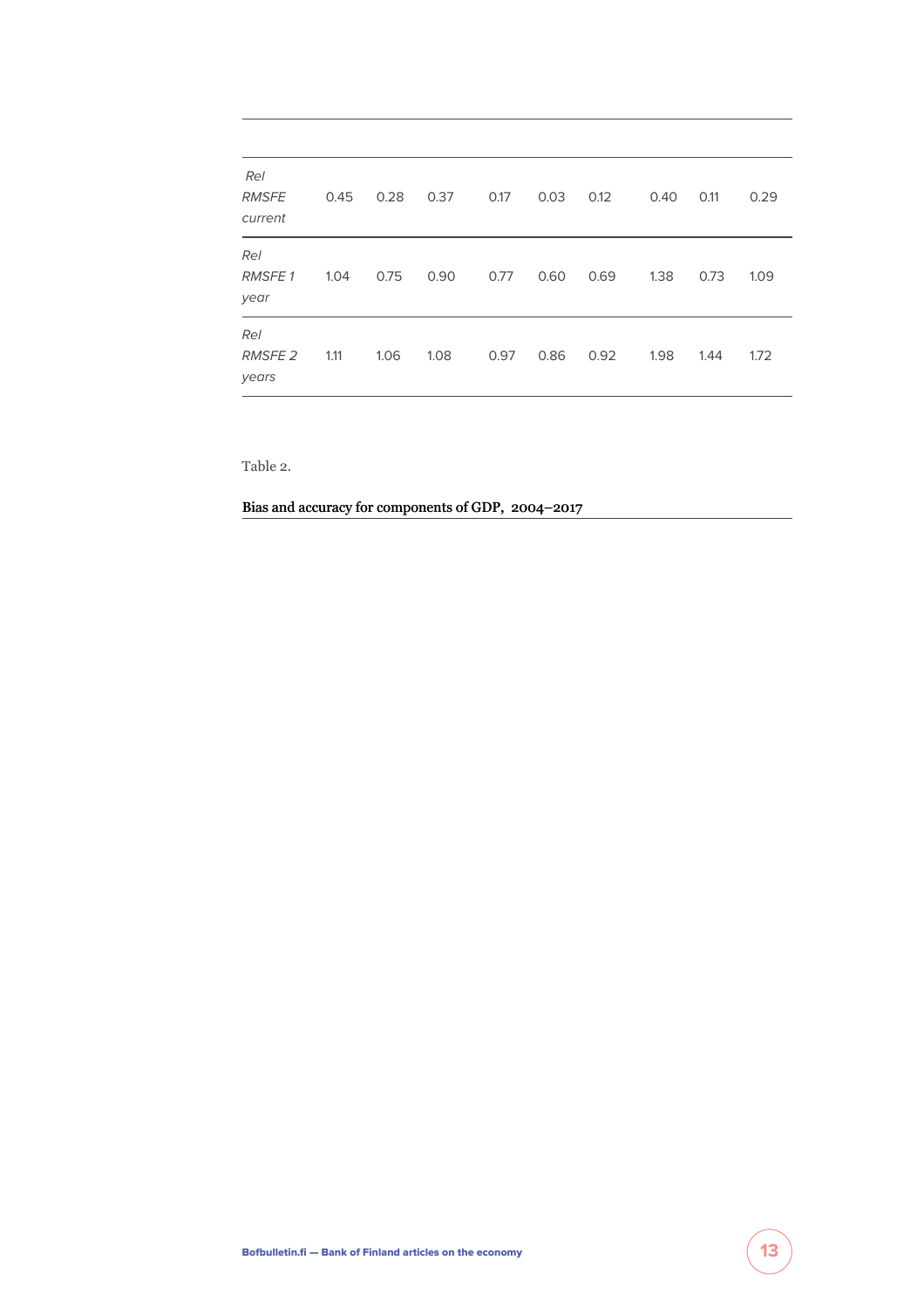| | | | | | | | | | |
|---|---|---|---|---|---|---|---|---|---|
| *Rel RMSFE current* | 0.45 | 0.28 | 0.37 | 0.17 | 0.03 | 0.12 | 0.40 | 0.11 | 0.29 |
| *Rel RMSFE 1 year* | 1.04 | 0.75 | 0.90 | 0.77 | 0.60 | 0.69 | 1.38 | 0.73 | 1.09 |
| *Rel RMSFE 2 years* | 1.11 | 1.06 | 1.08 | 0.97 | 0.86 | 0.92 | 1.98 | 1.44 | 1.72 |

Table 2.

**Bias and accuracy for components of GDP, 2004–2017**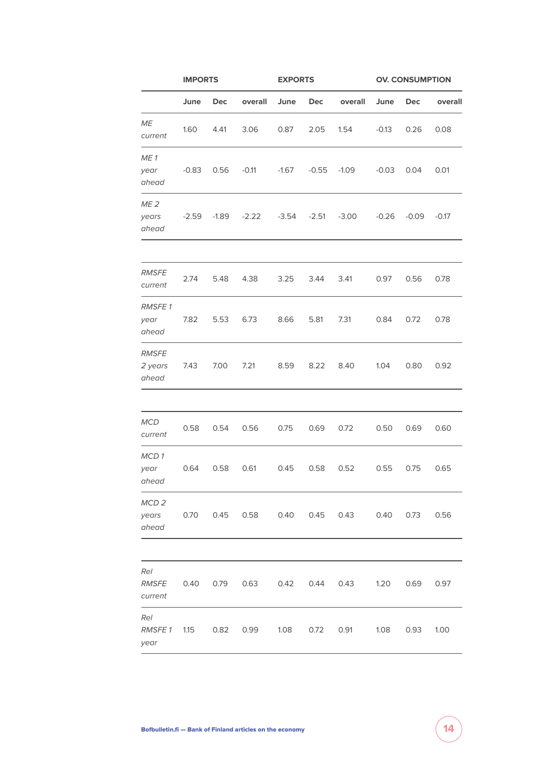| | IMPORTS | | | EXPORTS | | | OV. CONSUMPTION | | |
|---|---|---|---|---|---|---|---|---|---|
| | June | Dec | overall | June | Dec | overall | June | Dec | overall |
| *ME current* | 1.60 | 4.41 | 3.06 | 0.87 | 2.05 | 1.54 | -0.13 | 0.26 | 0.08 |
| *ME 1 year ahead* | -0.83 | 0.56 | -0.11 | -1.67 | -0.55 | -1.09 | -0.03 | 0.04 | 0.01 |
| *ME 2 years ahead* | -2.59 | -1.89 | -2.22 | -3.54 | -2.51 | -3.00 | -0.26 | -0.09 | -0.17 |
| | | | | | | | | | |
| *RMSFE current* | 2.74 | 5.48 | 4.38 | 3.25 | 3.44 | 3.41 | 0.97 | 0.56 | 0.78 |
| *RMSFE 1 year ahead* | 7.82 | 5.53 | 6.73 | 8.66 | 5.81 | 7.31 | 0.84 | 0.72 | 0.78 |
| *RMSFE 2 years ahead* | 7.43 | 7.00 | 7.21 | 8.59 | 8.22 | 8.40 | 1.04 | 0.80 | 0.92 |
| | | | | | | | | | |
| *MCD current* | 0.58 | 0.54 | 0.56 | 0.75 | 0.69 | 0.72 | 0.50 | 0.69 | 0.60 |
| *MCD 1 year ahead* | 0.64 | 0.58 | 0.61 | 0.45 | 0.58 | 0.52 | 0.55 | 0.75 | 0.65 |
| *MCD 2 years ahead* | 0.70 | 0.45 | 0.58 | 0.40 | 0.45 | 0.43 | 0.40 | 0.73 | 0.56 |
| | | | | | | | | | |
| *Rel RMSFE current* | 0.40 | 0.79 | 0.63 | 0.42 | 0.44 | 0.43 | 1.20 | 0.69 | 0.97 |
| *Rel RMSFE 1 year* | 1.15 | 0.82 | 0.99 | 1.08 | 0.72 | 0.91 | 1.08 | 0.93 | 1.00 |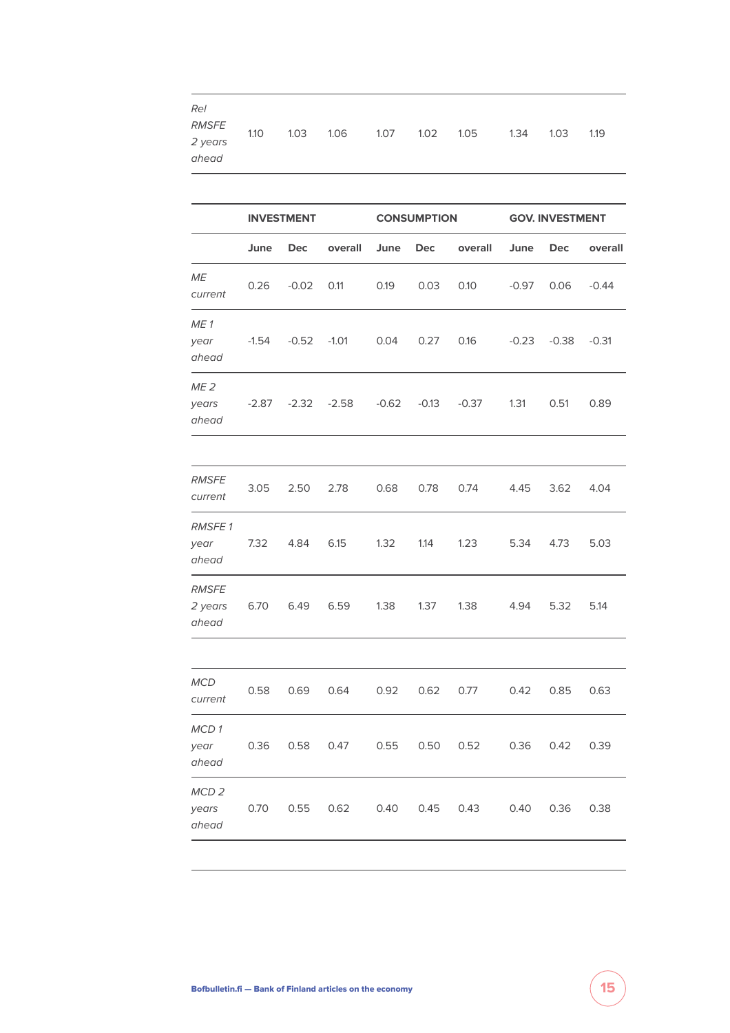| *Rel RMSFE 2 years ahead* | 1.10 | 1.03 | 1.06 | 1.07 | 1.02 | 1.05 | 1.34 | 1.03 | 1.19 |
|---|---|---|---|---|---|---|---|---|---|

| | **INVESTMENT** | | | **CONSUMPTION** | | | **GOV. INVESTMENT** | | |
|---|---|---|---|---|---|---|---|---|---|
| | **June** | **Dec** | **overall** | **June** | **Dec** | **overall** | **June** | **Dec** | **overall** |
| *ME current* | 0.26 | -0.02 | 0.11 | 0.19 | 0.03 | 0.10 | -0.97 | 0.06 | -0.44 |
| *ME 1 year ahead* | -1.54 | -0.52 | -1.01 | 0.04 | 0.27 | 0.16 | -0.23 | -0.38 | -0.31 |
| *ME 2 years ahead* | -2.87 | -2.32 | -2.58 | -0.62 | -0.13 | -0.37 | 1.31 | 0.51 | 0.89 |
| | | | | | | | | | |
| *RMSFE current* | 3.05 | 2.50 | 2.78 | 0.68 | 0.78 | 0.74 | 4.45 | 3.62 | 4.04 |
| *RMSFE 1 year ahead* | 7.32 | 4.84 | 6.15 | 1.32 | 1.14 | 1.23 | 5.34 | 4.73 | 5.03 |
| *RMSFE 2 years ahead* | 6.70 | 6.49 | 6.59 | 1.38 | 1.37 | 1.38 | 4.94 | 5.32 | 5.14 |
| | | | | | | | | | |
| *MCD current* | 0.58 | 0.69 | 0.64 | 0.92 | 0.62 | 0.77 | 0.42 | 0.85 | 0.63 |
| *MCD 1 year ahead* | 0.36 | 0.58 | 0.47 | 0.55 | 0.50 | 0.52 | 0.36 | 0.42 | 0.39 |
| *MCD 2 years ahead* | 0.70 | 0.55 | 0.62 | 0.40 | 0.45 | 0.43 | 0.40 | 0.36 | 0.38 |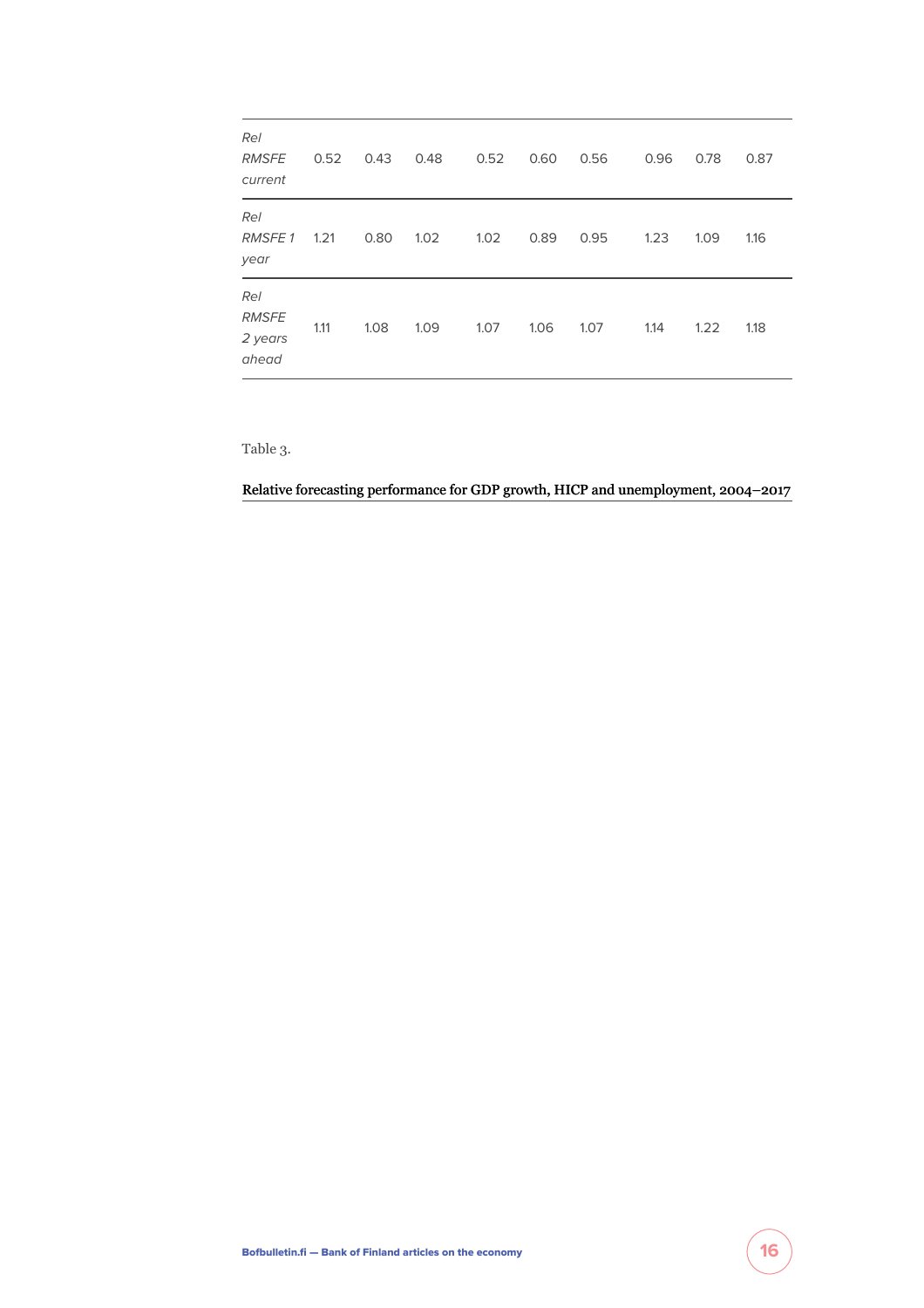| | | | | | | | | | |
|---|---|---|---|---|---|---|---|---|---|
| *Rel RMSFE current* | 0.52 | 0.43 | 0.48 | 0.52 | 0.60 | 0.56 | 0.96 | 0.78 | 0.87 |
| *Rel RMSFE 1 year* | 1.21 | 0.80 | 1.02 | 1.02 | 0.89 | 0.95 | 1.23 | 1.09 | 1.16 |
| *Rel RMSFE 2 years ahead* | 1.11 | 1.08 | 1.09 | 1.07 | 1.06 | 1.07 | 1.14 | 1.22 | 1.18 |

Table 3.

**Relative forecasting performance for GDP growth, HICP and unemployment, 2004–2017**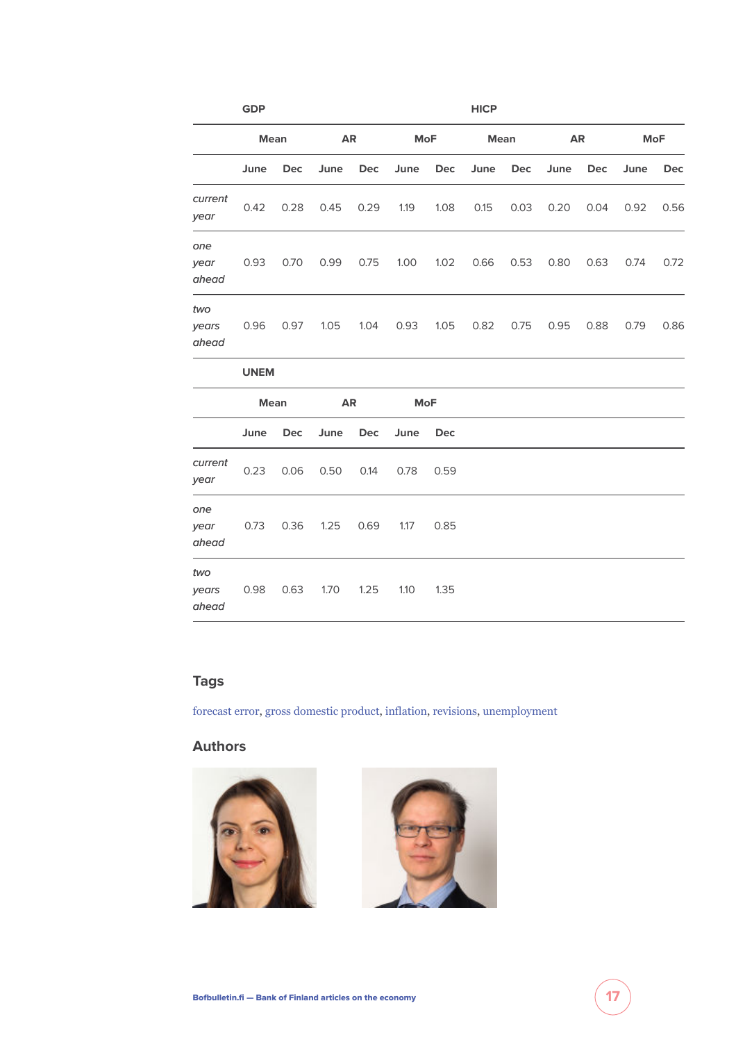| | GDP | | | | | | HICP | | | | | |
|---|---|---|---|---|---|---|---|---|---|---|---|---|
| | Mean | | AR | | MoF | | Mean | | AR | | MoF | |
| | June | Dec | June | Dec | June | Dec | June | Dec | June | Dec | June | Dec |
| *current year* | 0.42 | 0.28 | 0.45 | 0.29 | 1.19 | 1.08 | 0.15 | 0.03 | 0.20 | 0.04 | 0.92 | 0.56 |
| *one year ahead* | 0.93 | 0.70 | 0.99 | 0.75 | 1.00 | 1.02 | 0.66 | 0.53 | 0.80 | 0.63 | 0.74 | 0.72 |
| *two years ahead* | 0.96 | 0.97 | 1.05 | 1.04 | 0.93 | 1.05 | 0.82 | 0.75 | 0.95 | 0.88 | 0.79 | 0.86 |

| | UNEM | | | | | |
|---|---|---|---|---|---|---|
| | Mean | | AR | | MoF | |
| | June | Dec | June | Dec | June | Dec |
| *current year* | 0.23 | 0.06 | 0.50 | 0.14 | 0.78 | 0.59 |
| *one year ahead* | 0.73 | 0.36 | 1.25 | 0.69 | 1.17 | 0.85 |
| *two years ahead* | 0.98 | 0.63 | 1.70 | 1.25 | 1.10 | 1.35 |

## Tags

forecast error, gross domestic product, inflation, revisions, unemployment

## Authors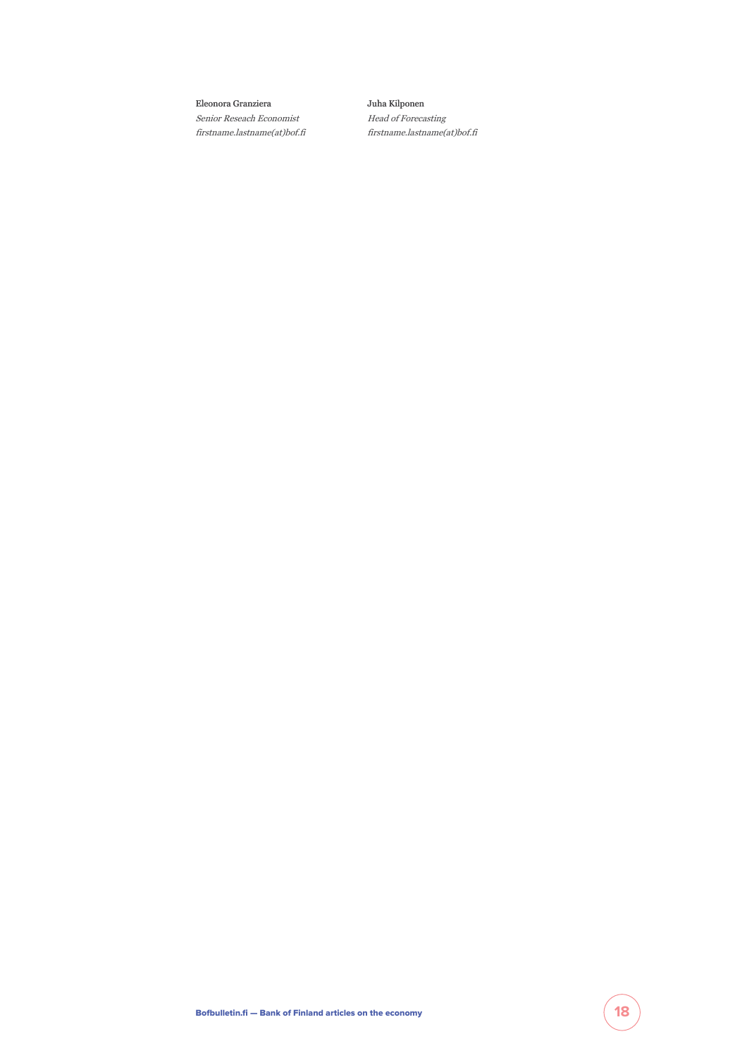Eleonora Granziera
*Senior Reseach Economist*
*firstname.lastname(at)bof.fi*

Juha Kilponen
*Head of Forecasting*
*firstname.lastname(at)bof.fi*